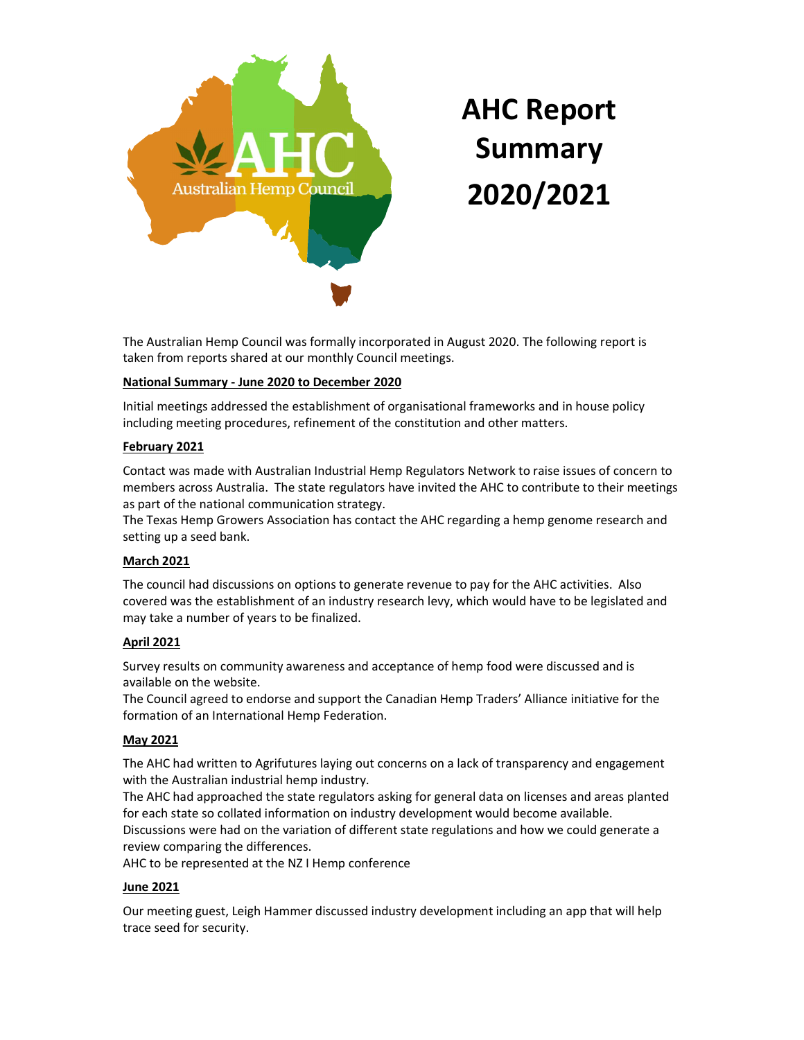# AHC Report Summary 2020/2021

The Australian Hemp Council was formally incorporated in August 2020. The following report is taken from reports shared at our monthly Council meetings.

**National Summary - June 2020 to December 2020**

Initial meetings addressed the establishment of organisational frameworks and in house policy including meeting procedures, refinement of the constitution and other matters.

**February 2021**

Contact was made with Australian Industrial Hemp Regulators Network to raise issues of concern to members across Australia. The state regulators have invited the AHC to contribute to their meetings as part of the national communication strategy.
The Texas Hemp Growers Association has contact the AHC regarding a hemp genome research and setting up a seed bank.

**March 2021**

The council had discussions on options to generate revenue to pay for the AHC activities. Also covered was the establishment of an industry research levy, which would have to be legislated and may take a number of years to be finalized.

**April 2021**

Survey results on community awareness and acceptance of hemp food were discussed and is available on the website.
The Council agreed to endorse and support the Canadian Hemp Traders' Alliance initiative for the formation of an International Hemp Federation.

**May 2021**

The AHC had written to Agrifutures laying out concerns on a lack of transparency and engagement with the Australian industrial hemp industry.
The AHC had approached the state regulators asking for general data on licenses and areas planted for each state so collated information on industry development would become available.
Discussions were had on the variation of different state regulations and how we could generate a review comparing the differences.
AHC to be represented at the NZ I Hemp conference

**June 2021**

Our meeting guest, Leigh Hammer discussed industry development including an app that will help trace seed for security.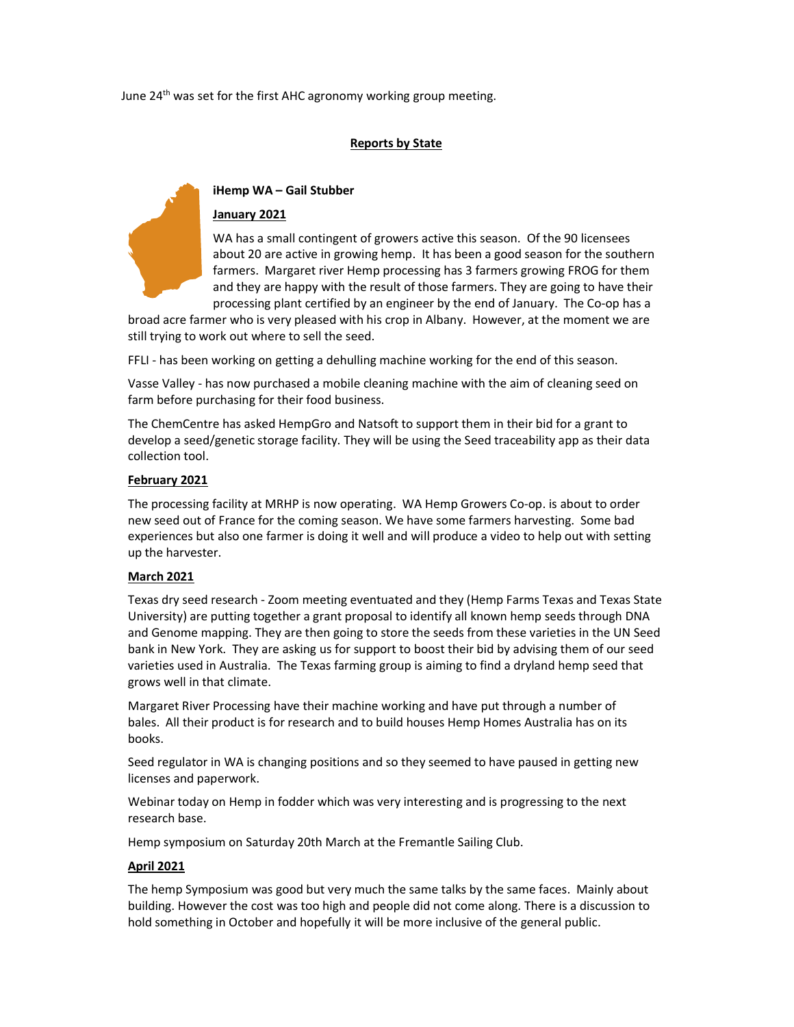June 24th was set for the first AHC agronomy working group meeting.

## Reports by State

### iHemp WA – Gail Stubber

**January 2021**

WA has a small contingent of growers active this season. Of the 90 licensees about 20 are active in growing hemp. It has been a good season for the southern farmers. Margaret river Hemp processing has 3 farmers growing FROG for them and they are happy with the result of those farmers. They are going to have their processing plant certified by an engineer by the end of January. The Co-op has a broad acre farmer who is very pleased with his crop in Albany. However, at the moment we are still trying to work out where to sell the seed.

FFLI - has been working on getting a dehulling machine working for the end of this season.

Vasse Valley - has now purchased a mobile cleaning machine with the aim of cleaning seed on farm before purchasing for their food business.

The ChemCentre has asked HempGro and Natsoft to support them in their bid for a grant to develop a seed/genetic storage facility. They will be using the Seed traceability app as their data collection tool.

**February 2021**

The processing facility at MRHP is now operating. WA Hemp Growers Co-op. is about to order new seed out of France for the coming season. We have some farmers harvesting. Some bad experiences but also one farmer is doing it well and will produce a video to help out with setting up the harvester.

**March 2021**

Texas dry seed research - Zoom meeting eventuated and they (Hemp Farms Texas and Texas State University) are putting together a grant proposal to identify all known hemp seeds through DNA and Genome mapping. They are then going to store the seeds from these varieties in the UN Seed bank in New York. They are asking us for support to boost their bid by advising them of our seed varieties used in Australia. The Texas farming group is aiming to find a dryland hemp seed that grows well in that climate.

Margaret River Processing have their machine working and have put through a number of bales. All their product is for research and to build houses Hemp Homes Australia has on its books.

Seed regulator in WA is changing positions and so they seemed to have paused in getting new licenses and paperwork.

Webinar today on Hemp in fodder which was very interesting and is progressing to the next research base.

Hemp symposium on Saturday 20th March at the Fremantle Sailing Club.

**April 2021**

The hemp Symposium was good but very much the same talks by the same faces. Mainly about building. However the cost was too high and people did not come along. There is a discussion to hold something in October and hopefully it will be more inclusive of the general public.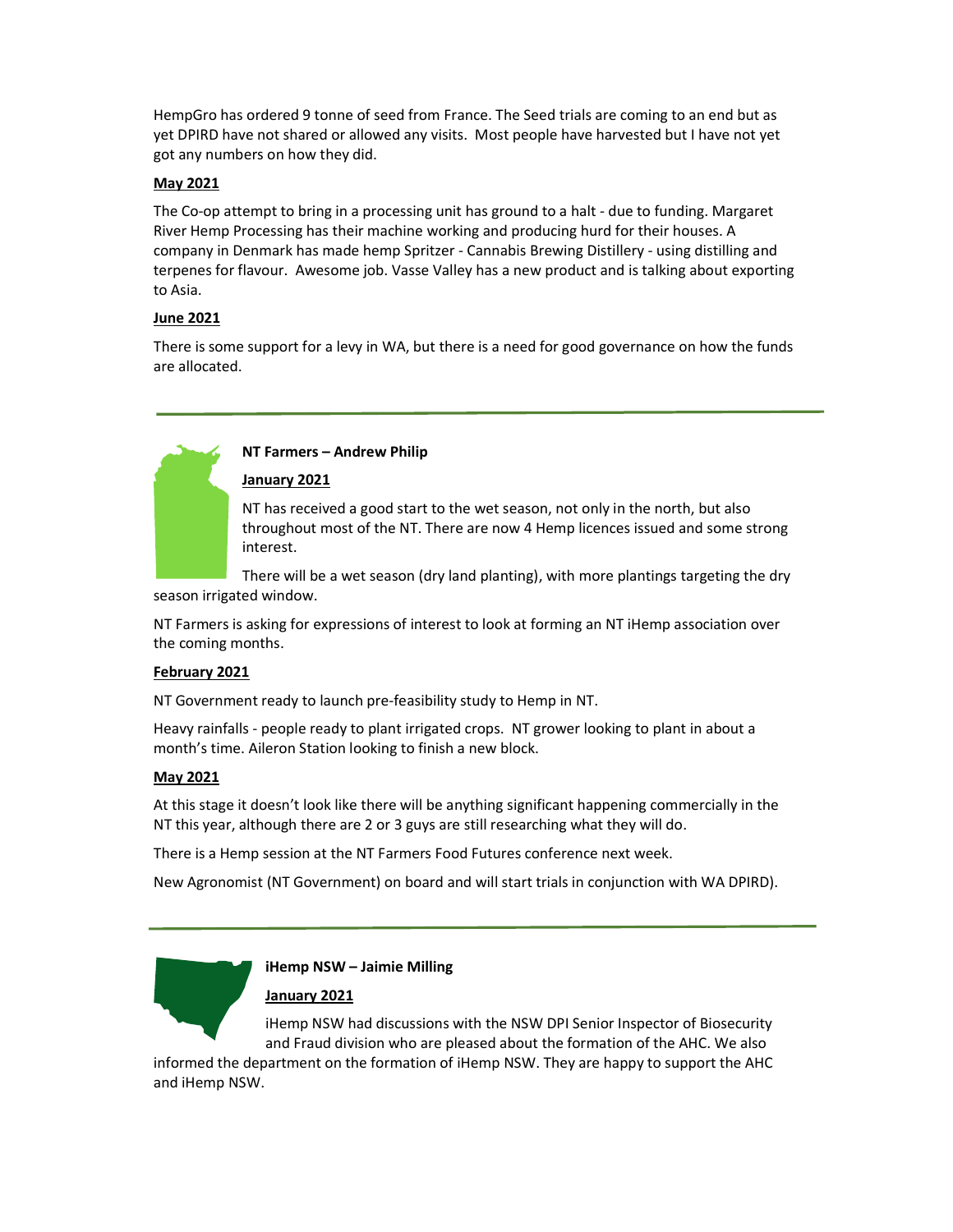HempGro has ordered 9 tonne of seed from France. The Seed trials are coming to an end but as yet DPIRD have not shared or allowed any visits. Most people have harvested but I have not yet got any numbers on how they did.

**May 2021**

The Co-op attempt to bring in a processing unit has ground to a halt - due to funding. Margaret River Hemp Processing has their machine working and producing hurd for their houses. A company in Denmark has made hemp Spritzer - Cannabis Brewing Distillery - using distilling and terpenes for flavour. Awesome job. Vasse Valley has a new product and is talking about exporting to Asia.

**June 2021**

There is some support for a levy in WA, but there is a need for good governance on how the funds are allocated.

---

**NT Farmers – Andrew Philip**

**January 2021**

NT has received a good start to the wet season, not only in the north, but also throughout most of the NT. There are now 4 Hemp licences issued and some strong interest.

There will be a wet season (dry land planting), with more plantings targeting the dry season irrigated window.

NT Farmers is asking for expressions of interest to look at forming an NT iHemp association over the coming months.

**February 2021**

NT Government ready to launch pre-feasibility study to Hemp in NT.

Heavy rainfalls - people ready to plant irrigated crops. NT grower looking to plant in about a month's time. Aileron Station looking to finish a new block.

**May 2021**

At this stage it doesn't look like there will be anything significant happening commercially in the NT this year, although there are 2 or 3 guys are still researching what they will do.

There is a Hemp session at the NT Farmers Food Futures conference next week.

New Agronomist (NT Government) on board and will start trials in conjunction with WA DPIRD).

---

**iHemp NSW – Jaimie Milling**

**January 2021**

iHemp NSW had discussions with the NSW DPI Senior Inspector of Biosecurity and Fraud division who are pleased about the formation of the AHC. We also informed the department on the formation of iHemp NSW. They are happy to support the AHC and iHemp NSW.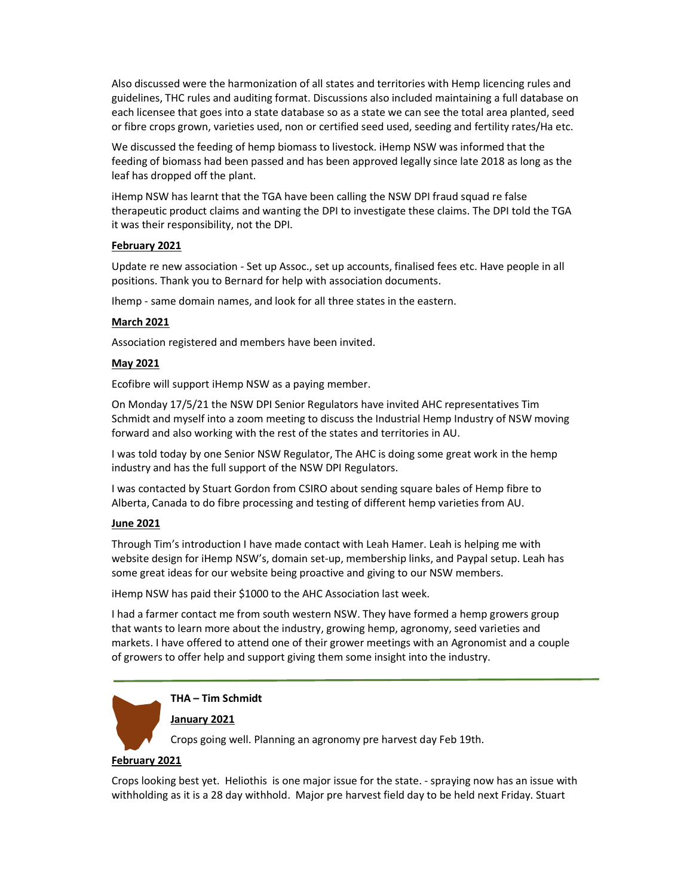Also discussed were the harmonization of all states and territories with Hemp licencing rules and guidelines, THC rules and auditing format. Discussions also included maintaining a full database on each licensee that goes into a state database so as a state we can see the total area planted, seed or fibre crops grown, varieties used, non or certified seed used, seeding and fertility rates/Ha etc.

We discussed the feeding of hemp biomass to livestock. iHemp NSW was informed that the feeding of biomass had been passed and has been approved legally since late 2018 as long as the leaf has dropped off the plant.

iHemp NSW has learnt that the TGA have been calling the NSW DPI fraud squad re false therapeutic product claims and wanting the DPI to investigate these claims. The DPI told the TGA it was their responsibility, not the DPI.

**February 2021**

Update re new association - Set up Assoc., set up accounts, finalised fees etc. Have people in all positions. Thank you to Bernard for help with association documents.

Ihemp - same domain names, and look for all three states in the eastern.

**March 2021**

Association registered and members have been invited.

**May 2021**

Ecofibre will support iHemp NSW as a paying member.

On Monday 17/5/21 the NSW DPI Senior Regulators have invited AHC representatives Tim Schmidt and myself into a zoom meeting to discuss the Industrial Hemp Industry of NSW moving forward and also working with the rest of the states and territories in AU.

I was told today by one Senior NSW Regulator, The AHC is doing some great work in the hemp industry and has the full support of the NSW DPI Regulators.

I was contacted by Stuart Gordon from CSIRO about sending square bales of Hemp fibre to Alberta, Canada to do fibre processing and testing of different hemp varieties from AU.

**June 2021**

Through Tim's introduction I have made contact with Leah Hamer. Leah is helping me with website design for iHemp NSW's, domain set-up, membership links, and Paypal setup. Leah has some great ideas for our website being proactive and giving to our NSW members.

iHemp NSW has paid their $1000 to the AHC Association last week.

I had a farmer contact me from south western NSW. They have formed a hemp growers group that wants to learn more about the industry, growing hemp, agronomy, seed varieties and markets. I have offered to attend one of their grower meetings with an Agronomist and a couple of growers to offer help and support giving them some insight into the industry.

---

**THA – Tim Schmidt**

**January 2021**

Crops going well. Planning an agronomy pre harvest day Feb 19th.

**February 2021**

Crops looking best yet. Heliothis is one major issue for the state. - spraying now has an issue with withholding as it is a 28 day withhold. Major pre harvest field day to be held next Friday. Stuart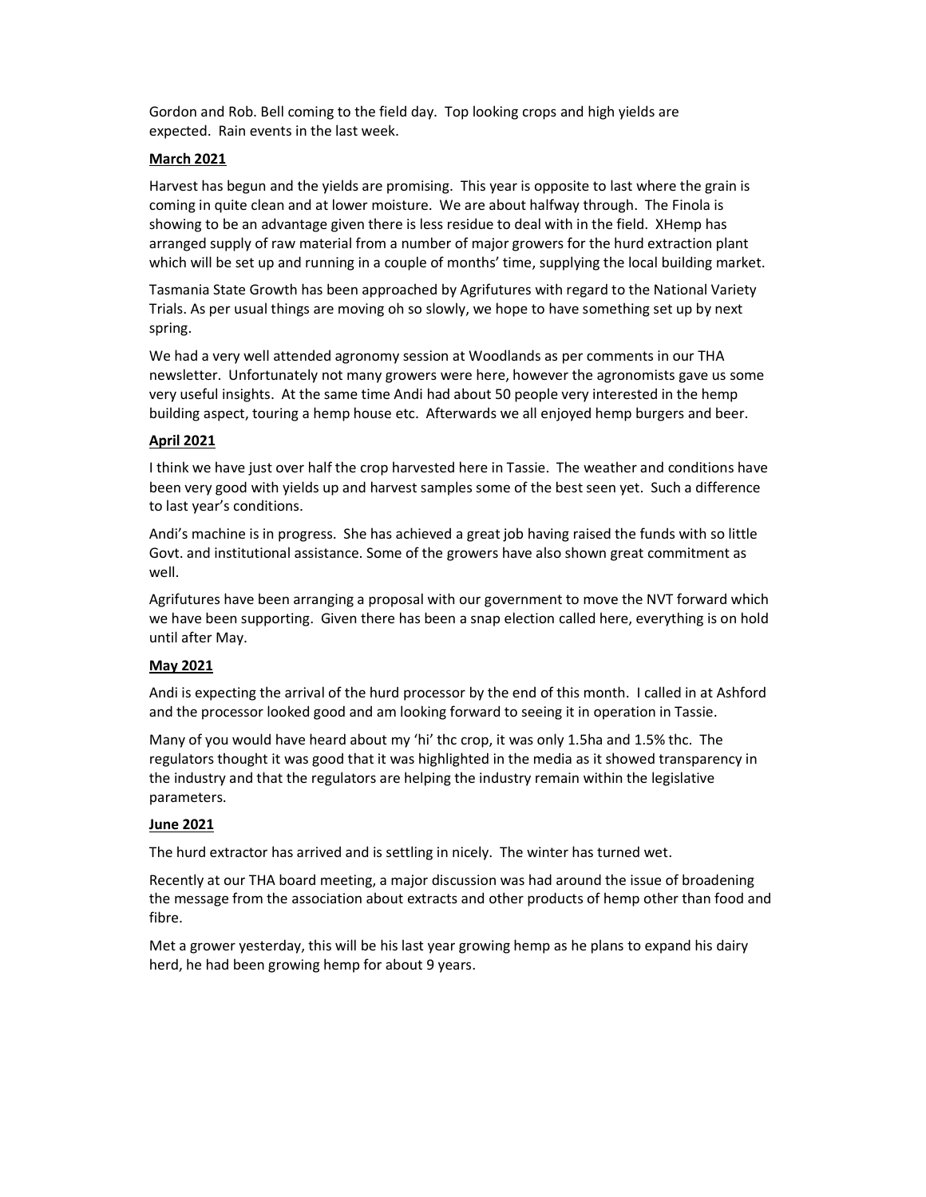Gordon and Rob. Bell coming to the field day. Top looking crops and high yields are expected. Rain events in the last week.

**March 2021**

Harvest has begun and the yields are promising. This year is opposite to last where the grain is coming in quite clean and at lower moisture. We are about halfway through. The Finola is showing to be an advantage given there is less residue to deal with in the field. XHemp has arranged supply of raw material from a number of major growers for the hurd extraction plant which will be set up and running in a couple of months' time, supplying the local building market.

Tasmania State Growth has been approached by Agrifutures with regard to the National Variety Trials. As per usual things are moving oh so slowly, we hope to have something set up by next spring.

We had a very well attended agronomy session at Woodlands as per comments in our THA newsletter. Unfortunately not many growers were here, however the agronomists gave us some very useful insights. At the same time Andi had about 50 people very interested in the hemp building aspect, touring a hemp house etc. Afterwards we all enjoyed hemp burgers and beer.

**April 2021**

I think we have just over half the crop harvested here in Tassie. The weather and conditions have been very good with yields up and harvest samples some of the best seen yet. Such a difference to last year's conditions.

Andi's machine is in progress. She has achieved a great job having raised the funds with so little Govt. and institutional assistance. Some of the growers have also shown great commitment as well.

Agrifutures have been arranging a proposal with our government to move the NVT forward which we have been supporting. Given there has been a snap election called here, everything is on hold until after May.

**May 2021**

Andi is expecting the arrival of the hurd processor by the end of this month. I called in at Ashford and the processor looked good and am looking forward to seeing it in operation in Tassie.

Many of you would have heard about my 'hi' thc crop, it was only 1.5ha and 1.5% thc. The regulators thought it was good that it was highlighted in the media as it showed transparency in the industry and that the regulators are helping the industry remain within the legislative parameters.

**June 2021**

The hurd extractor has arrived and is settling in nicely. The winter has turned wet.

Recently at our THA board meeting, a major discussion was had around the issue of broadening the message from the association about extracts and other products of hemp other than food and fibre.

Met a grower yesterday, this will be his last year growing hemp as he plans to expand his dairy herd, he had been growing hemp for about 9 years.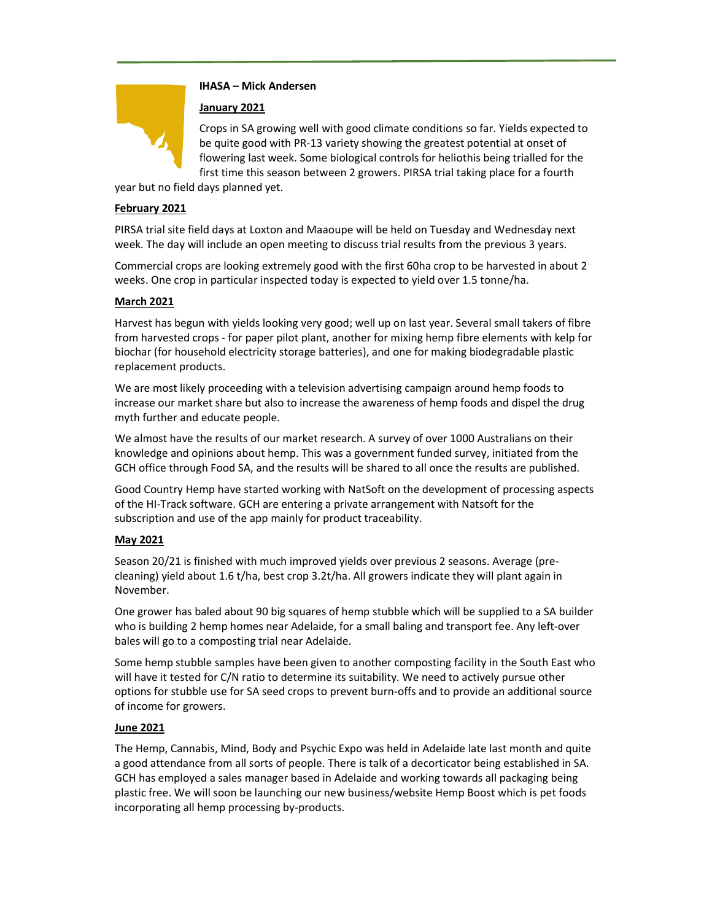**IHASA – Mick Andersen**

**January 2021**

Crops in SA growing well with good climate conditions so far. Yields expected to be quite good with PR-13 variety showing the greatest potential at onset of flowering last week. Some biological controls for heliothis being trialled for the first time this season between 2 growers. PIRSA trial taking place for a fourth year but no field days planned yet.

**February 2021**

PIRSA trial site field days at Loxton and Maaoupe will be held on Tuesday and Wednesday next week. The day will include an open meeting to discuss trial results from the previous 3 years.

Commercial crops are looking extremely good with the first 60ha crop to be harvested in about 2 weeks. One crop in particular inspected today is expected to yield over 1.5 tonne/ha.

**March 2021**

Harvest has begun with yields looking very good; well up on last year. Several small takers of fibre from harvested crops - for paper pilot plant, another for mixing hemp fibre elements with kelp for biochar (for household electricity storage batteries), and one for making biodegradable plastic replacement products.

We are most likely proceeding with a television advertising campaign around hemp foods to increase our market share but also to increase the awareness of hemp foods and dispel the drug myth further and educate people.

We almost have the results of our market research. A survey of over 1000 Australians on their knowledge and opinions about hemp. This was a government funded survey, initiated from the GCH office through Food SA, and the results will be shared to all once the results are published.

Good Country Hemp have started working with NatSoft on the development of processing aspects of the HI-Track software. GCH are entering a private arrangement with Natsoft for the subscription and use of the app mainly for product traceability.

**May 2021**

Season 20/21 is finished with much improved yields over previous 2 seasons. Average (pre-cleaning) yield about 1.6 t/ha, best crop 3.2t/ha. All growers indicate they will plant again in November.

One grower has baled about 90 big squares of hemp stubble which will be supplied to a SA builder who is building 2 hemp homes near Adelaide, for a small baling and transport fee. Any left-over bales will go to a composting trial near Adelaide.

Some hemp stubble samples have been given to another composting facility in the South East who will have it tested for C/N ratio to determine its suitability. We need to actively pursue other options for stubble use for SA seed crops to prevent burn-offs and to provide an additional source of income for growers.

**June 2021**

The Hemp, Cannabis, Mind, Body and Psychic Expo was held in Adelaide late last month and quite a good attendance from all sorts of people. There is talk of a decorticator being established in SA. GCH has employed a sales manager based in Adelaide and working towards all packaging being plastic free. We will soon be launching our new business/website Hemp Boost which is pet foods incorporating all hemp processing by-products.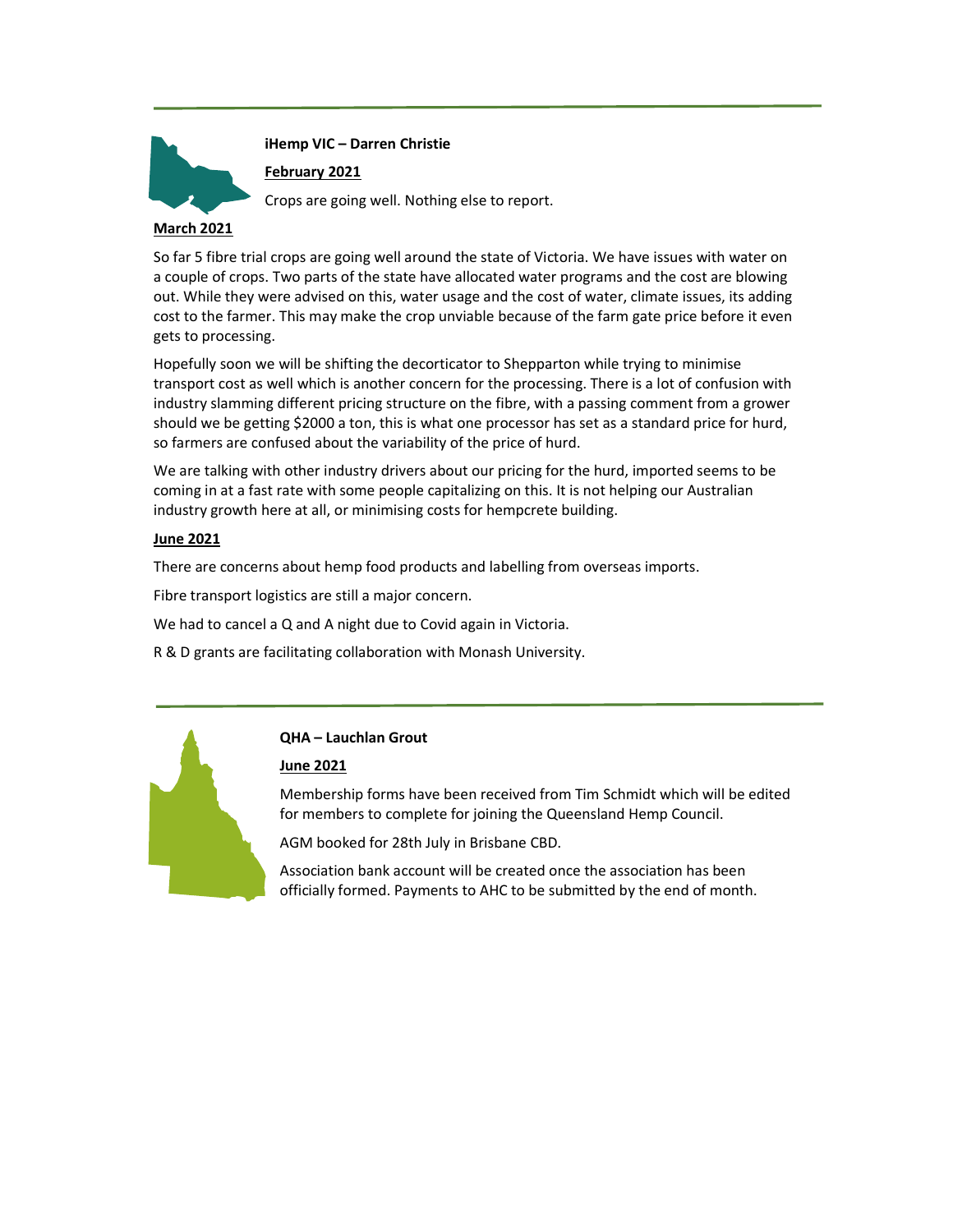---

**iHemp VIC – Darren Christie**

**February 2021**

Crops are going well. Nothing else to report.

**March 2021**

So far 5 fibre trial crops are going well around the state of Victoria. We have issues with water on a couple of crops. Two parts of the state have allocated water programs and the cost are blowing out. While they were advised on this, water usage and the cost of water, climate issues, its adding cost to the farmer. This may make the crop unviable because of the farm gate price before it even gets to processing.

Hopefully soon we will be shifting the decorticator to Shepparton while trying to minimise transport cost as well which is another concern for the processing. There is a lot of confusion with industry slamming different pricing structure on the fibre, with a passing comment from a grower should we be getting $2000 a ton, this is what one processor has set as a standard price for hurd, so farmers are confused about the variability of the price of hurd.

We are talking with other industry drivers about our pricing for the hurd, imported seems to be coming in at a fast rate with some people capitalizing on this. It is not helping our Australian industry growth here at all, or minimising costs for hempcrete building.

**June 2021**

There are concerns about hemp food products and labelling from overseas imports.

Fibre transport logistics are still a major concern.

We had to cancel a Q and A night due to Covid again in Victoria.

R & D grants are facilitating collaboration with Monash University.

---

**QHA – Lauchlan Grout**

**June 2021**

Membership forms have been received from Tim Schmidt which will be edited for members to complete for joining the Queensland Hemp Council.

AGM booked for 28th July in Brisbane CBD.

Association bank account will be created once the association has been officially formed. Payments to AHC to be submitted by the end of month.